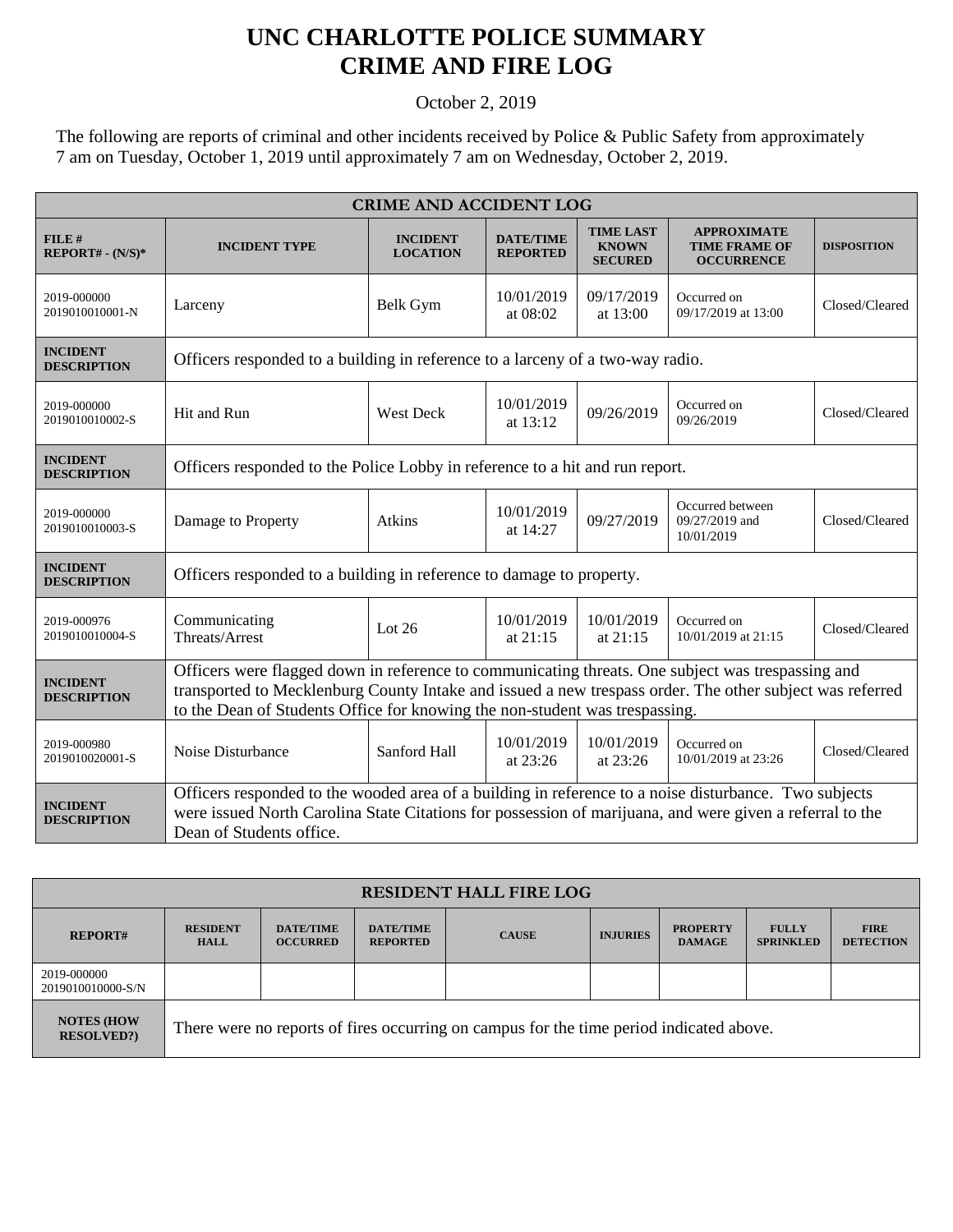# UNC CHARLOTTE POLICE SUMMARY
# CRIME AND FIRE LOG

October 2, 2019

The following are reports of criminal and other incidents received by Police & Public Safety from approximately 7 am on Tuesday, October 1, 2019 until approximately 7 am on Wednesday, October 2, 2019.

| CRIME AND ACCIDENT LOG | | | | | | |
|---|---|---|---|---|---|---|
| FILE # REPORT# - (N/S)* | INCIDENT TYPE | INCIDENT LOCATION | DATE/TIME REPORTED | TIME LAST KNOWN SECURED | APPROXIMATE TIME FRAME OF OCCURRENCE | DISPOSITION |
| 2019-000000 2019010010001-N | Larceny | Belk Gym | 10/01/2019 at 08:02 | 09/17/2019 at 13:00 | Occurred on 09/17/2019 at 13:00 | Closed/Cleared |
| INCIDENT DESCRIPTION | Officers responded to a building in reference to a larceny of a two-way radio. | | | | | |
| 2019-000000 2019010010002-S | Hit and Run | West Deck | 10/01/2019 at 13:12 | 09/26/2019 | Occurred on 09/26/2019 | Closed/Cleared |
| INCIDENT DESCRIPTION | Officers responded to the Police Lobby in reference to a hit and run report. | | | | | |
| 2019-000000 2019010010003-S | Damage to Property | Atkins | 10/01/2019 at 14:27 | 09/27/2019 | Occurred between 09/27/2019 and 10/01/2019 | Closed/Cleared |
| INCIDENT DESCRIPTION | Officers responded to a building in reference to damage to property. | | | | | |
| 2019-000976 2019010010004-S | Communicating Threats/Arrest | Lot 26 | 10/01/2019 at 21:15 | 10/01/2019 at 21:15 | Occurred on 10/01/2019 at 21:15 | Closed/Cleared |
| INCIDENT DESCRIPTION | Officers were flagged down in reference to communicating threats. One subject was trespassing and transported to Mecklenburg County Intake and issued a new trespass order. The other subject was referred to the Dean of Students Office for knowing the non-student was trespassing. | | | | | |
| 2019-000980 2019010020001-S | Noise Disturbance | Sanford Hall | 10/01/2019 at 23:26 | 10/01/2019 at 23:26 | Occurred on 10/01/2019 at 23:26 | Closed/Cleared |
| INCIDENT DESCRIPTION | Officers responded to the wooded area of a building in reference to a noise disturbance. Two subjects were issued North Carolina State Citations for possession of marijuana, and were given a referral to the Dean of Students office. | | | | | |

| RESIDENT HALL FIRE LOG | | | | | | | | |
|---|---|---|---|---|---|---|---|---|
| REPORT# | RESIDENT HALL | DATE/TIME OCCURRED | DATE/TIME REPORTED | CAUSE | INJURIES | PROPERTY DAMAGE | FULLY SPRINKLED | FIRE DETECTION |
| 2019-000000 2019010010000-S/N | | | | | | | | |
| NOTES (HOW RESOLVED?) | There were no reports of fires occurring on campus for the time period indicated above. | | | | | | | |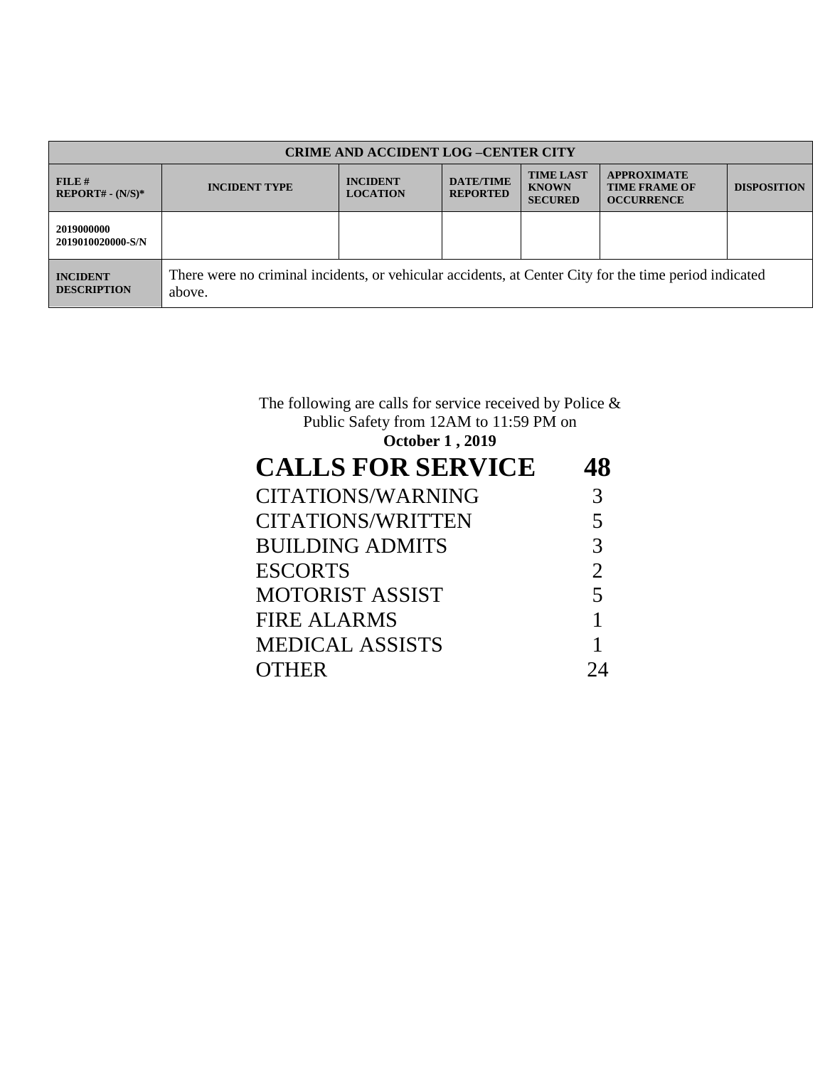| CRIME AND ACCIDENT LOG –CENTER CITY | | | | | | |
|---|---|---|---|---|---|---|
| **FILE # REPORT# - (N/S)*** | **INCIDENT TYPE** | **INCIDENT LOCATION** | **DATE/TIME REPORTED** | **TIME LAST KNOWN SECURED** | **APPROXIMATE TIME FRAME OF OCCURRENCE** | **DISPOSITION** |
| **2019000000 2019010020000-S/N** | | | | | | |
| **INCIDENT DESCRIPTION** | There were no criminal incidents, or vehicular accidents, at Center City for the time period indicated above. | | | | | |

The following are calls for service received by Police & Public Safety from 12AM to 11:59 PM on

**October 1 , 2019**

| | |
|---|---|
| **CALLS FOR SERVICE** | **48** |
| CITATIONS/WARNING | 3 |
| CITATIONS/WRITTEN | 5 |
| BUILDING ADMITS | 3 |
| ESCORTS | 2 |
| MOTORIST ASSIST | 5 |
| FIRE ALARMS | 1 |
| MEDICAL ASSISTS | 1 |
| OTHER | 24 |